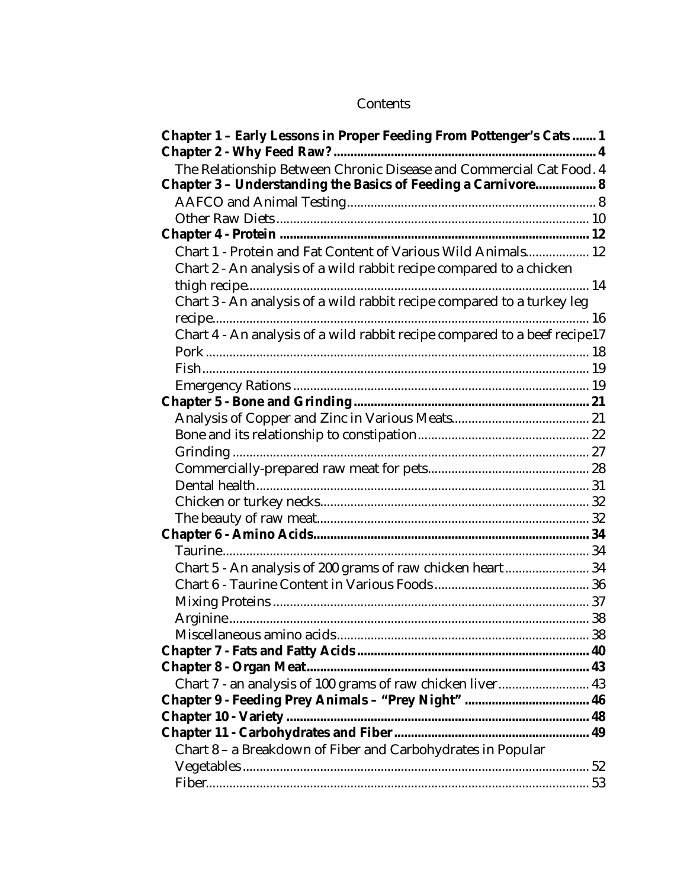# Contents

**Chapter 1 – Early Lessons in Proper Feeding From Pottenger's Cats ....... 1**

**Chapter 2 - Why Feed Raw? ...... 4**

- The Relationship Between Chronic Disease and Commercial Cat Food . 4

**Chapter 3 – Understanding the Basics of Feeding a Carnivore ...... 8**

- AAFCO and Animal Testing ...... 8
- Other Raw Diets ...... 10

**Chapter 4 - Protein ...... 12**

- Chart 1 - Protein and Fat Content of Various Wild Animals ...... 12
- Chart 2 - An analysis of a wild rabbit recipe compared to a chicken thigh recipe ...... 14
- Chart 3 - An analysis of a wild rabbit recipe compared to a turkey leg recipe ...... 16
- Chart 4 - An analysis of a wild rabbit recipe compared to a beef recipe 17
- Pork ...... 18
- Fish ...... 19
- Emergency Rations ...... 19

**Chapter 5 - Bone and Grinding ...... 21**

- Analysis of Copper and Zinc in Various Meats ...... 21
- Bone and its relationship to constipation ...... 22
- Grinding ...... 27
- Commercially-prepared raw meat for pets ...... 28
- Dental health ...... 31
- Chicken or turkey necks ...... 32
- The beauty of raw meat ...... 32

**Chapter 6 - Amino Acids ...... 34**

- Taurine ...... 34
- Chart 5 - An analysis of 200 grams of raw chicken heart ...... 34
- Chart 6 - Taurine Content in Various Foods ...... 36
- Mixing Proteins ...... 37
- Arginine ...... 38
- Miscellaneous amino acids ...... 38

**Chapter 7 - Fats and Fatty Acids ...... 40**

**Chapter 8 - Organ Meat ...... 43**

- Chart 7 - an analysis of 100 grams of raw chicken liver ...... 43

**Chapter 9 - Feeding Prey Animals – "Prey Night" ...... 46**

**Chapter 10 - Variety ...... 48**

**Chapter 11 - Carbohydrates and Fiber ...... 49**

- Chart 8 – a Breakdown of Fiber and Carbohydrates in Popular Vegetables ...... 52
- Fiber ...... 53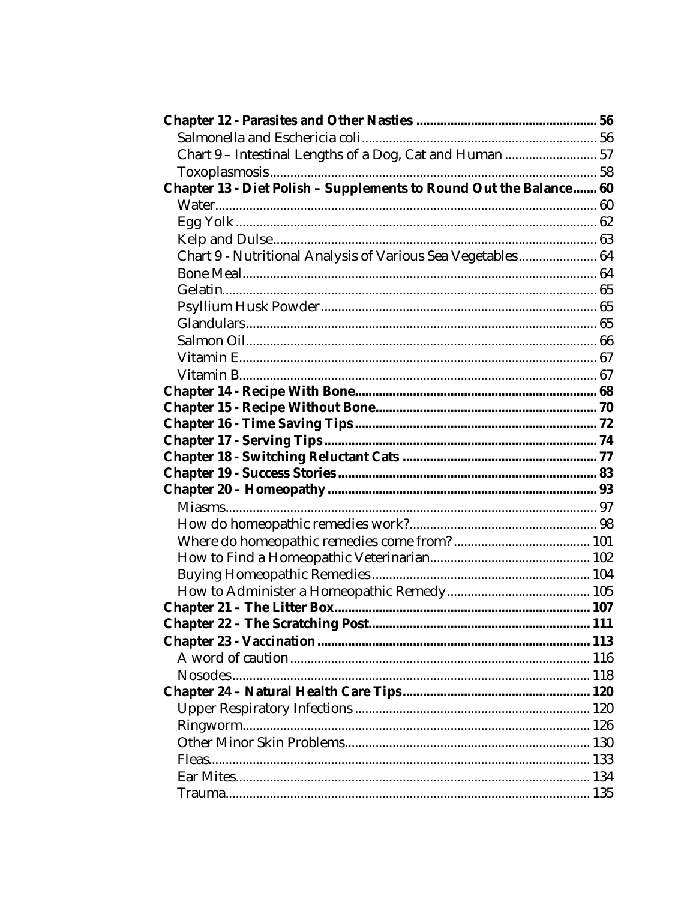**Chapter 12 - Parasites and Other Nasties ..................................................... 56**

Salmonella and Eschericia coli ..................................................................... 56

Chart 9 – Intestinal Lengths of a Dog, Cat and Human ........................... 57

Toxoplasmosis ............................................................................................... 58

**Chapter 13 - Diet Polish – Supplements to Round Out the Balance....... 60**

Water ............................................................................................................... 60

Egg Yolk .......................................................................................................... 62

Kelp and Dulse ............................................................................................... 63

Chart 9 - Nutritional Analysis of Various Sea Vegetables ....................... 64

Bone Meal ........................................................................................................ 64

Gelatin .............................................................................................................. 65

Psyllium Husk Powder ................................................................................. 65

Glandulars ....................................................................................................... 65

Salmon Oil ....................................................................................................... 66

Vitamin E ......................................................................................................... 67

Vitamin B ......................................................................................................... 67

**Chapter 14 - Recipe With Bone ..................................................................... 68**

**Chapter 15 - Recipe Without Bone ............................................................... 70**

**Chapter 16 - Time Saving Tips ...................................................................... 72**

**Chapter 17 - Serving Tips .............................................................................. 74**

**Chapter 18 - Switching Reluctant Cats ........................................................ 77**

**Chapter 19 - Success Stories .......................................................................... 83**

**Chapter 20 – Homeopathy ............................................................................. 93**

Miasms ............................................................................................................. 97

How do homeopathic remedies work? ........................................................ 98

Where do homeopathic remedies come from? ......................................... 101

How to Find a Homeopathic Veterinarian ................................................ 102

Buying Homeopathic Remedies ................................................................. 104

How to Administer a Homeopathic Remedy ........................................... 105

**Chapter 21 – The Litter Box .......................................................................... 107**

**Chapter 22 – The Scratching Post ................................................................ 111**

**Chapter 23 - Vaccination ............................................................................... 113**

A word of caution ......................................................................................... 116

Nosodes .......................................................................................................... 118

**Chapter 24 – Natural Health Care Tips ....................................................... 120**

Upper Respiratory Infections ..................................................................... 120

Ringworm ...................................................................................................... 126

Other Minor Skin Problems ........................................................................ 130

Fleas ................................................................................................................ 133

Ear Mites ........................................................................................................ 134

Trauma ........................................................................................................... 135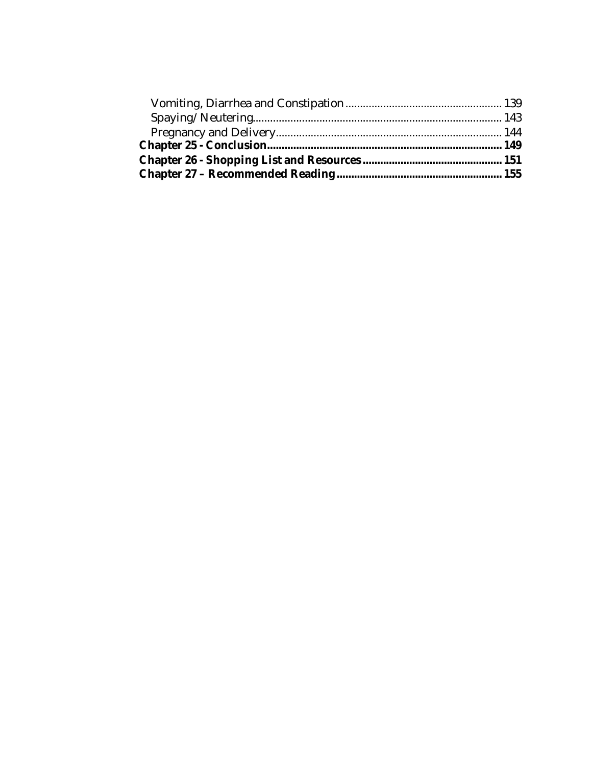Vomiting, Diarrhea and Constipation ..................................................... 139
Spaying/Neutering.................................................................................. 143
Pregnancy and Delivery........................................................................... 144
**Chapter 25 - Conclusion................................................................................ 149**
**Chapter 26 - Shopping List and Resources ............................................... 151**
**Chapter 27 – Recommended Reading........................................................ 155**